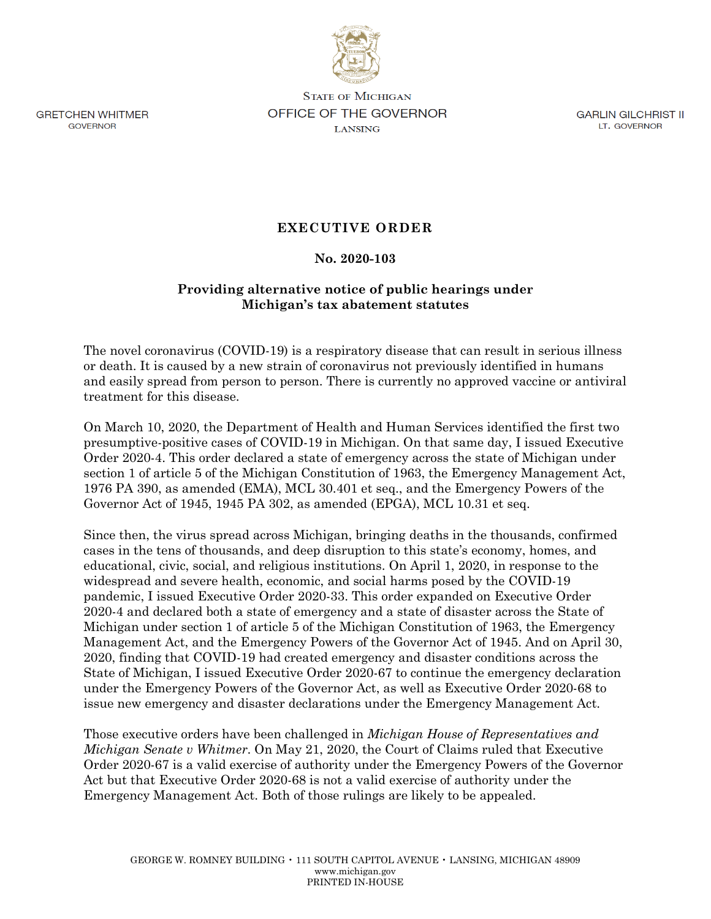GRETCHEN WHITMER
GOVERNOR

STATE OF MICHIGAN
OFFICE OF THE GOVERNOR
LANSING

GARLIN GILCHRIST II
LT. GOVERNOR

# EXECUTIVE ORDER

## No. 2020-103

### Providing alternative notice of public hearings under Michigan's tax abatement statutes

The novel coronavirus (COVID-19) is a respiratory disease that can result in serious illness or death. It is caused by a new strain of coronavirus not previously identified in humans and easily spread from person to person. There is currently no approved vaccine or antiviral treatment for this disease.

On March 10, 2020, the Department of Health and Human Services identified the first two presumptive-positive cases of COVID-19 in Michigan. On that same day, I issued Executive Order 2020-4. This order declared a state of emergency across the state of Michigan under section 1 of article 5 of the Michigan Constitution of 1963, the Emergency Management Act, 1976 PA 390, as amended (EMA), MCL 30.401 et seq., and the Emergency Powers of the Governor Act of 1945, 1945 PA 302, as amended (EPGA), MCL 10.31 et seq.

Since then, the virus spread across Michigan, bringing deaths in the thousands, confirmed cases in the tens of thousands, and deep disruption to this state's economy, homes, and educational, civic, social, and religious institutions. On April 1, 2020, in response to the widespread and severe health, economic, and social harms posed by the COVID-19 pandemic, I issued Executive Order 2020-33. This order expanded on Executive Order 2020-4 and declared both a state of emergency and a state of disaster across the State of Michigan under section 1 of article 5 of the Michigan Constitution of 1963, the Emergency Management Act, and the Emergency Powers of the Governor Act of 1945. And on April 30, 2020, finding that COVID-19 had created emergency and disaster conditions across the State of Michigan, I issued Executive Order 2020-67 to continue the emergency declaration under the Emergency Powers of the Governor Act, as well as Executive Order 2020-68 to issue new emergency and disaster declarations under the Emergency Management Act.

Those executive orders have been challenged in *Michigan House of Representatives and Michigan Senate v Whitmer*. On May 21, 2020, the Court of Claims ruled that Executive Order 2020-67 is a valid exercise of authority under the Emergency Powers of the Governor Act but that Executive Order 2020-68 is not a valid exercise of authority under the Emergency Management Act. Both of those rulings are likely to be appealed.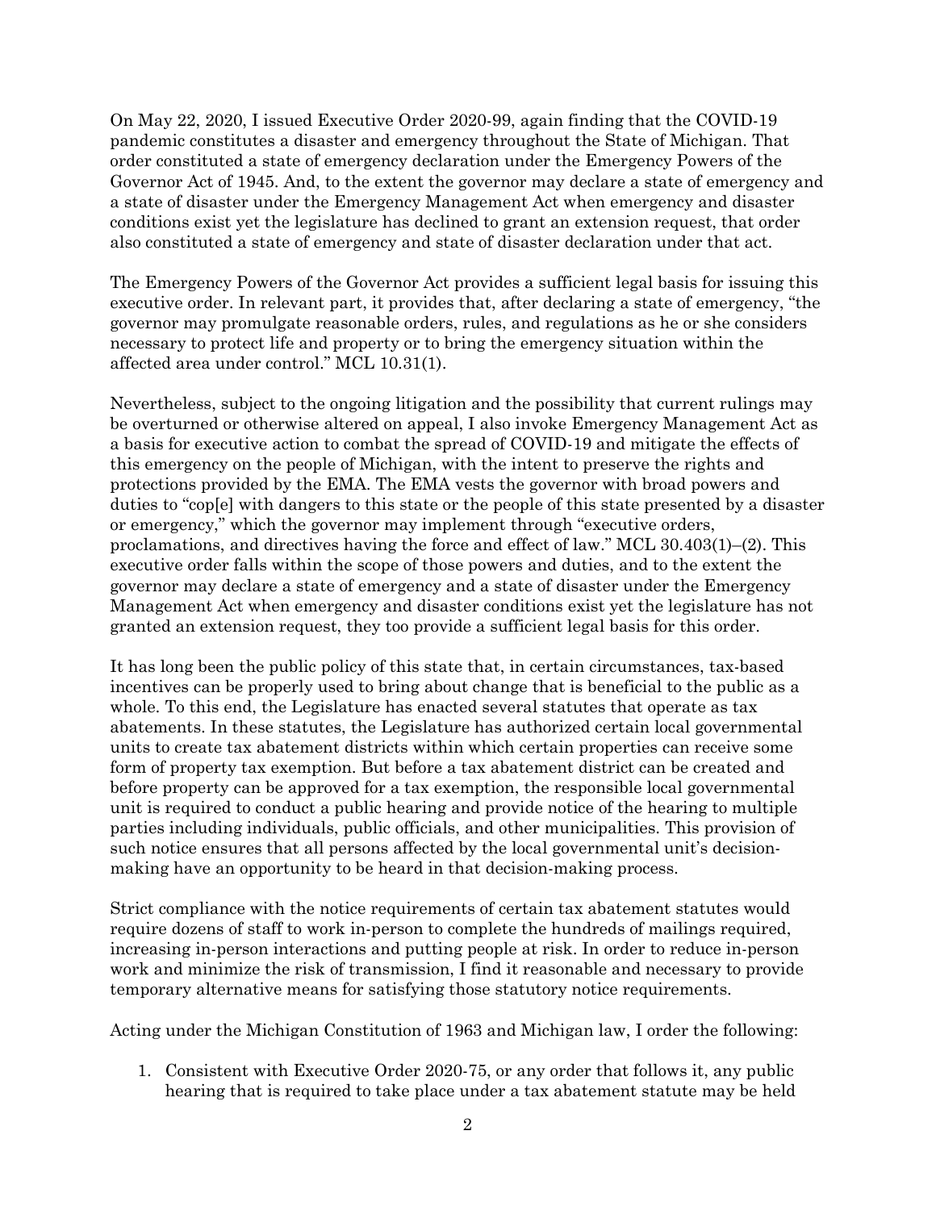On May 22, 2020, I issued Executive Order 2020-99, again finding that the COVID-19 pandemic constitutes a disaster and emergency throughout the State of Michigan. That order constituted a state of emergency declaration under the Emergency Powers of the Governor Act of 1945. And, to the extent the governor may declare a state of emergency and a state of disaster under the Emergency Management Act when emergency and disaster conditions exist yet the legislature has declined to grant an extension request, that order also constituted a state of emergency and state of disaster declaration under that act.

The Emergency Powers of the Governor Act provides a sufficient legal basis for issuing this executive order. In relevant part, it provides that, after declaring a state of emergency, "the governor may promulgate reasonable orders, rules, and regulations as he or she considers necessary to protect life and property or to bring the emergency situation within the affected area under control." MCL 10.31(1).

Nevertheless, subject to the ongoing litigation and the possibility that current rulings may be overturned or otherwise altered on appeal, I also invoke Emergency Management Act as a basis for executive action to combat the spread of COVID-19 and mitigate the effects of this emergency on the people of Michigan, with the intent to preserve the rights and protections provided by the EMA. The EMA vests the governor with broad powers and duties to "cop[e] with dangers to this state or the people of this state presented by a disaster or emergency," which the governor may implement through "executive orders, proclamations, and directives having the force and effect of law." MCL 30.403(1)–(2). This executive order falls within the scope of those powers and duties, and to the extent the governor may declare a state of emergency and a state of disaster under the Emergency Management Act when emergency and disaster conditions exist yet the legislature has not granted an extension request, they too provide a sufficient legal basis for this order.

It has long been the public policy of this state that, in certain circumstances, tax-based incentives can be properly used to bring about change that is beneficial to the public as a whole. To this end, the Legislature has enacted several statutes that operate as tax abatements. In these statutes, the Legislature has authorized certain local governmental units to create tax abatement districts within which certain properties can receive some form of property tax exemption. But before a tax abatement district can be created and before property can be approved for a tax exemption, the responsible local governmental unit is required to conduct a public hearing and provide notice of the hearing to multiple parties including individuals, public officials, and other municipalities. This provision of such notice ensures that all persons affected by the local governmental unit's decision-making have an opportunity to be heard in that decision-making process.

Strict compliance with the notice requirements of certain tax abatement statutes would require dozens of staff to work in-person to complete the hundreds of mailings required, increasing in-person interactions and putting people at risk. In order to reduce in-person work and minimize the risk of transmission, I find it reasonable and necessary to provide temporary alternative means for satisfying those statutory notice requirements.

Acting under the Michigan Constitution of 1963 and Michigan law, I order the following:

1. Consistent with Executive Order 2020-75, or any order that follows it, any public hearing that is required to take place under a tax abatement statute may be held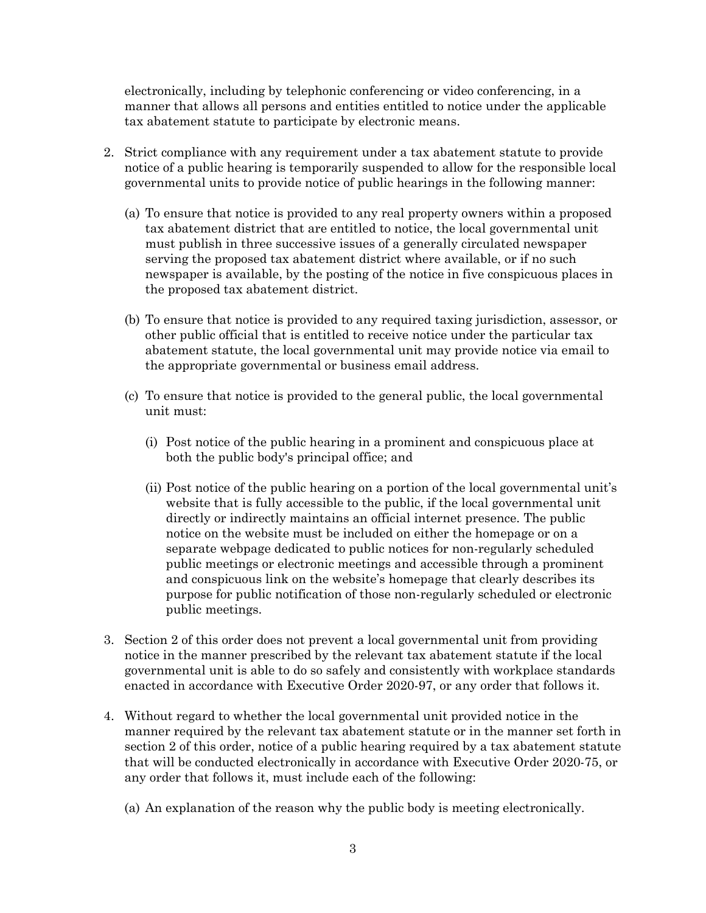electronically, including by telephonic conferencing or video conferencing, in a manner that allows all persons and entities entitled to notice under the applicable tax abatement statute to participate by electronic means.

2. Strict compliance with any requirement under a tax abatement statute to provide notice of a public hearing is temporarily suspended to allow for the responsible local governmental units to provide notice of public hearings in the following manner:

   (a) To ensure that notice is provided to any real property owners within a proposed tax abatement district that are entitled to notice, the local governmental unit must publish in three successive issues of a generally circulated newspaper serving the proposed tax abatement district where available, or if no such newspaper is available, by the posting of the notice in five conspicuous places in the proposed tax abatement district.

   (b) To ensure that notice is provided to any required taxing jurisdiction, assessor, or other public official that is entitled to receive notice under the particular tax abatement statute, the local governmental unit may provide notice via email to the appropriate governmental or business email address.

   (c) To ensure that notice is provided to the general public, the local governmental unit must:

      (i) Post notice of the public hearing in a prominent and conspicuous place at both the public body's principal office; and

      (ii) Post notice of the public hearing on a portion of the local governmental unit's website that is fully accessible to the public, if the local governmental unit directly or indirectly maintains an official internet presence. The public notice on the website must be included on either the homepage or on a separate webpage dedicated to public notices for non-regularly scheduled public meetings or electronic meetings and accessible through a prominent and conspicuous link on the website's homepage that clearly describes its purpose for public notification of those non-regularly scheduled or electronic public meetings.

3. Section 2 of this order does not prevent a local governmental unit from providing notice in the manner prescribed by the relevant tax abatement statute if the local governmental unit is able to do so safely and consistently with workplace standards enacted in accordance with Executive Order 2020-97, or any order that follows it.

4. Without regard to whether the local governmental unit provided notice in the manner required by the relevant tax abatement statute or in the manner set forth in section 2 of this order, notice of a public hearing required by a tax abatement statute that will be conducted electronically in accordance with Executive Order 2020-75, or any order that follows it, must include each of the following:

   (a) An explanation of the reason why the public body is meeting electronically.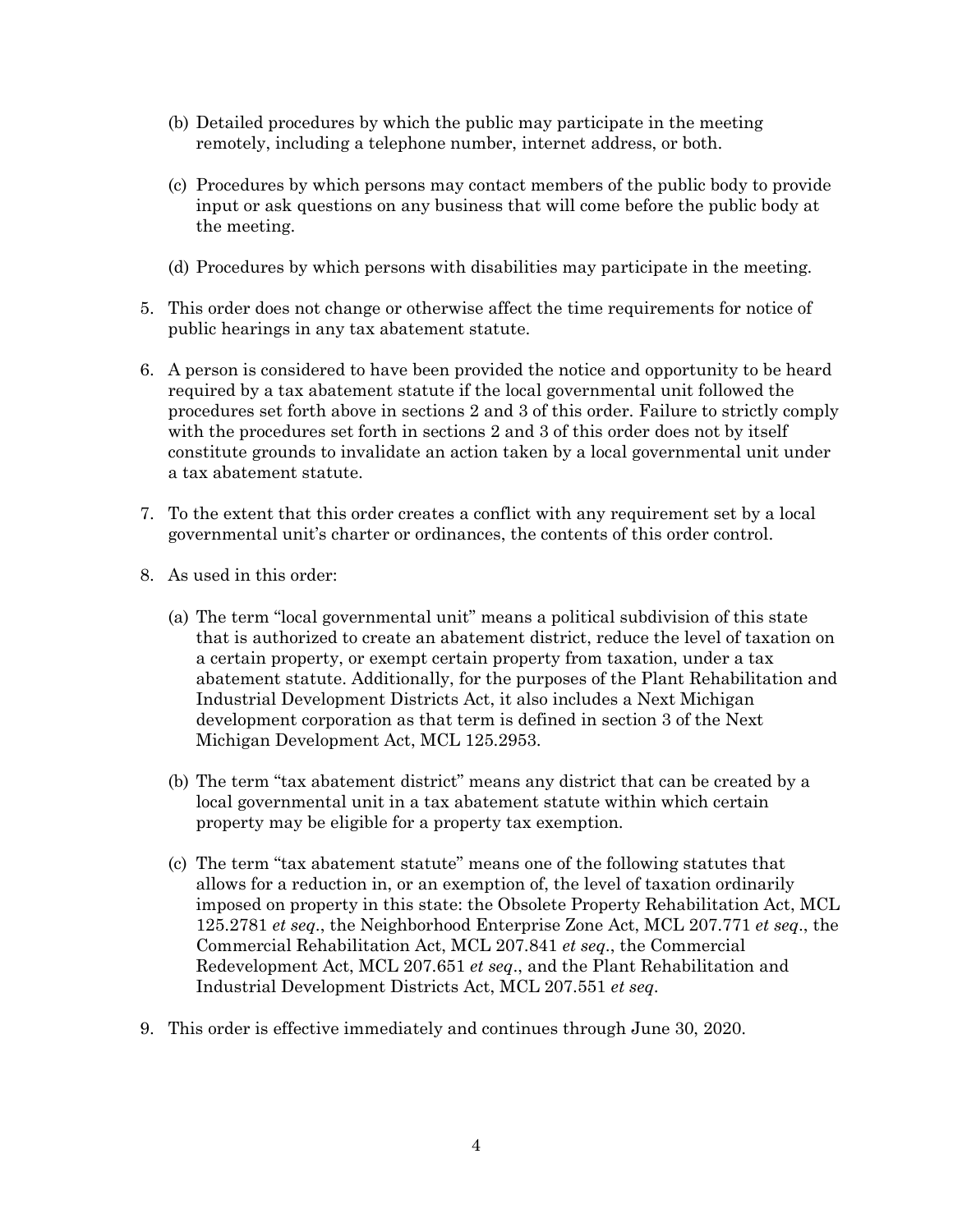(b) Detailed procedures by which the public may participate in the meeting remotely, including a telephone number, internet address, or both.

(c) Procedures by which persons may contact members of the public body to provide input or ask questions on any business that will come before the public body at the meeting.

(d) Procedures by which persons with disabilities may participate in the meeting.

5. This order does not change or otherwise affect the time requirements for notice of public hearings in any tax abatement statute.

6. A person is considered to have been provided the notice and opportunity to be heard required by a tax abatement statute if the local governmental unit followed the procedures set forth above in sections 2 and 3 of this order. Failure to strictly comply with the procedures set forth in sections 2 and 3 of this order does not by itself constitute grounds to invalidate an action taken by a local governmental unit under a tax abatement statute.

7. To the extent that this order creates a conflict with any requirement set by a local governmental unit's charter or ordinances, the contents of this order control.

8. As used in this order:

   (a) The term "local governmental unit" means a political subdivision of this state that is authorized to create an abatement district, reduce the level of taxation on a certain property, or exempt certain property from taxation, under a tax abatement statute. Additionally, for the purposes of the Plant Rehabilitation and Industrial Development Districts Act, it also includes a Next Michigan development corporation as that term is defined in section 3 of the Next Michigan Development Act, MCL 125.2953.

   (b) The term "tax abatement district" means any district that can be created by a local governmental unit in a tax abatement statute within which certain property may be eligible for a property tax exemption.

   (c) The term "tax abatement statute" means one of the following statutes that allows for a reduction in, or an exemption of, the level of taxation ordinarily imposed on property in this state: the Obsolete Property Rehabilitation Act, MCL 125.2781 *et seq*., the Neighborhood Enterprise Zone Act, MCL 207.771 *et seq*., the Commercial Rehabilitation Act, MCL 207.841 *et seq*., the Commercial Redevelopment Act, MCL 207.651 *et seq*., and the Plant Rehabilitation and Industrial Development Districts Act, MCL 207.551 *et seq*.

9. This order is effective immediately and continues through June 30, 2020.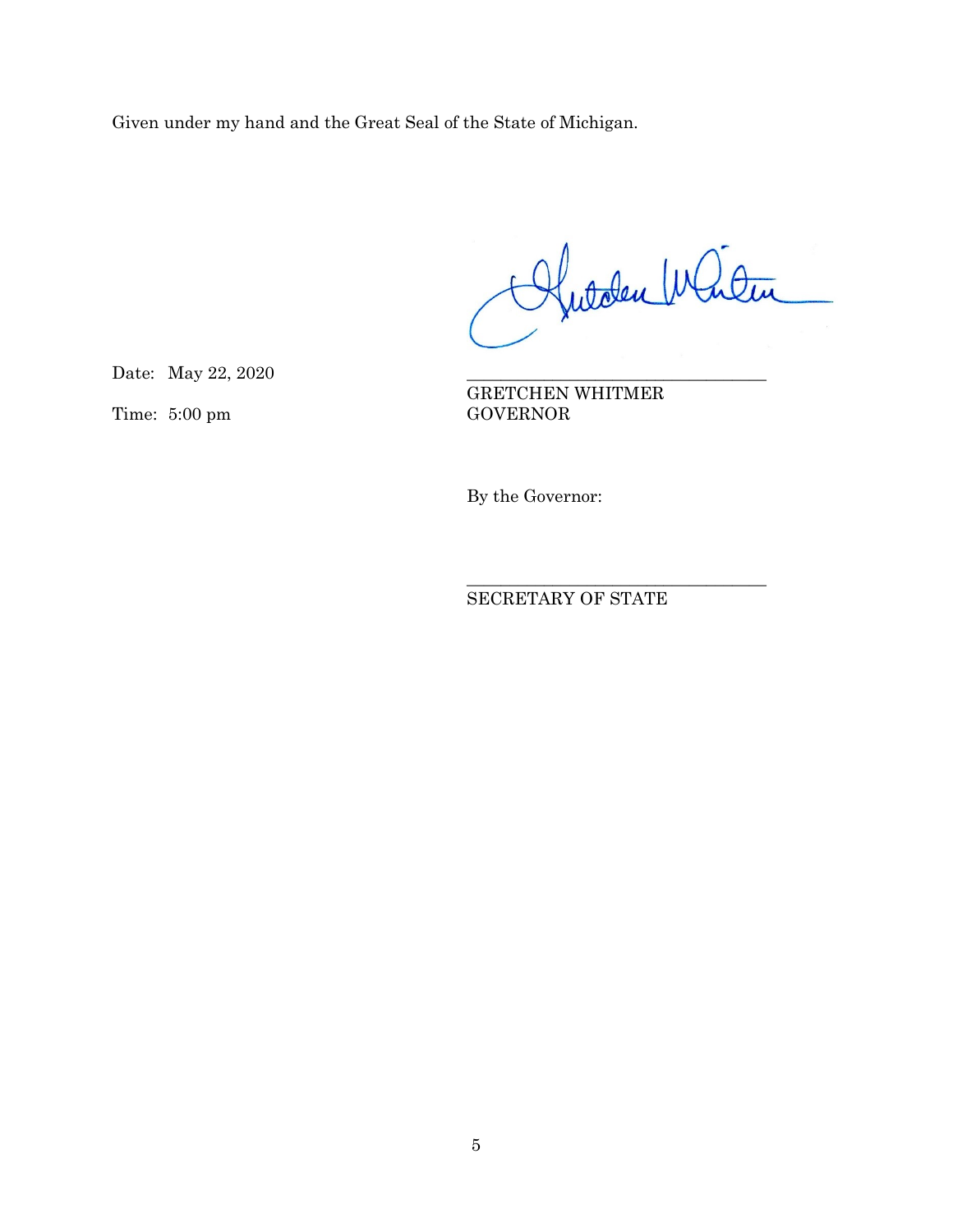Given under my hand and the Great Seal of the State of Michigan.

Date: May 22, 2020

Time: 5:00 pm

\_\_\_\_\_\_\_\_\_\_\_\_\_\_\_\_\_\_\_\_\_\_\_\_\_\_\_\_\_\_\_\_\_\_

GRETCHEN WHITMER
GOVERNOR

By the Governor:

\_\_\_\_\_\_\_\_\_\_\_\_\_\_\_\_\_\_\_\_\_\_\_\_\_\_\_\_\_\_\_\_\_\_

SECRETARY OF STATE